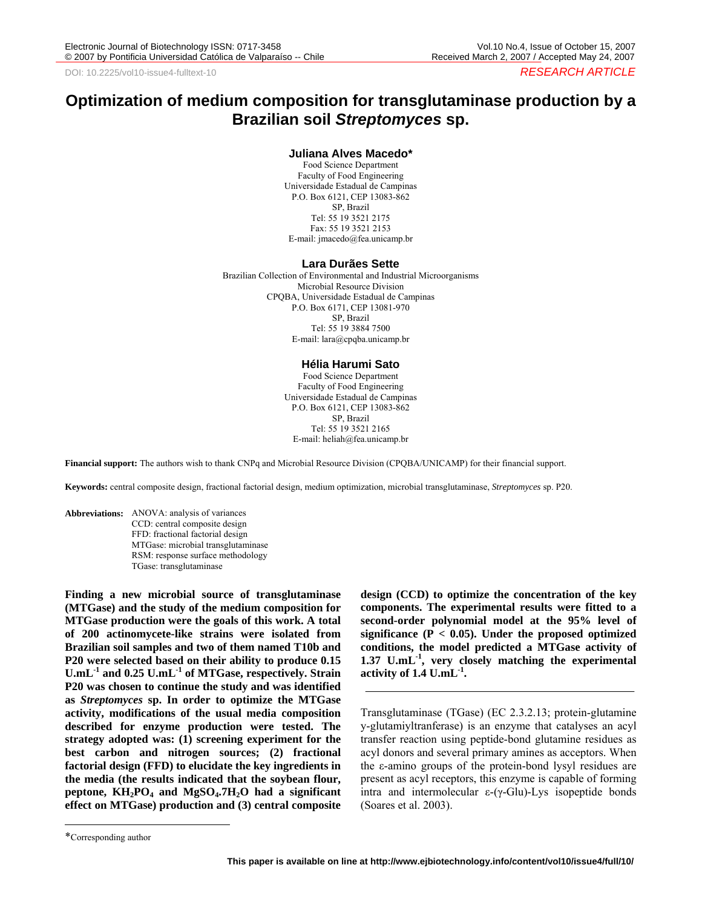DOI: 10.2225/vol10-issue4-fulltext-10

RESEARCH ARTICLE

# Optimization of medium composition for transglutaminase production by a Brazilian soil *Streptomyces* sp.

**Juliana Alves Macedo***
Food Science Department
Faculty of Food Engineering
Universidade Estadual de Campinas
P.O. Box 6121, CEP 13083-862
SP, Brazil
Tel: 55 19 3521 2175
Fax: 55 19 3521 2153
E-mail: jmacedo@fea.unicamp.br

**Lara Durães Sette**
Brazilian Collection of Environmental and Industrial Microorganisms
Microbial Resource Division
CPQBA, Universidade Estadual de Campinas
P.O. Box 6171, CEP 13081-970
SP, Brazil
Tel: 55 19 3884 7500
E-mail: lara@cpqba.unicamp.br

**Hélia Harumi Sato**
Food Science Department
Faculty of Food Engineering
Universidade Estadual de Campinas
P.O. Box 6121, CEP 13083-862
SP, Brazil
Tel: 55 19 3521 2165
E-mail: heliah@fea.unicamp.br

**Financial support:** The authors wish to thank CNPq and Microbial Resource Division (CPQBA/UNICAMP) for their financial support.

**Keywords:** central composite design, fractional factorial design, medium optimization, microbial transglutaminase, *Streptomyces* sp. P20.

**Abbreviations:**
ANOVA: analysis of variances
CCD: central composite design
FFD: fractional factorial design
MTGase: microbial transglutaminase
RSM: response surface methodology
TGase: transglutaminase

**Finding a new microbial source of transglutaminase (MTGase) and the study of the medium composition for MTGase production were the goals of this work. A total of 200 actinomycete-like strains were isolated from Brazilian soil samples and two of them named T10b and P20 were selected based on their ability to produce 0.15 $U.mL^{-1}$ and 0.25 $U.mL^{-1}$ of MTGase, respectively. Strain P20 was chosen to continue the study and was identified as *Streptomyces* sp. In order to optimize the MTGase activity, modifications of the usual media composition described for enzyme production were tested. The strategy adopted was: (1) screening experiment for the best carbon and nitrogen sources; (2) fractional factorial design (FFD) to elucidate the key ingredients in the media (the results indicated that the soybean flour, peptone, $KH_2PO_4$ and $MgSO_4.7H_2O$ had a significant effect on MTGase) production and (3) central composite design (CCD) to optimize the concentration of the key components. The experimental results were fitted to a second-order polynomial model at the 95% level of significance ($P < 0.05$). Under the proposed optimized conditions, the model predicted a MTGase activity of 1.37 $U.mL^{-1}$, very closely matching the experimental activity of 1.4 $U.mL^{-1}$.**

Transglutaminase (TGase) (EC 2.3.2.13; protein-glutamine γ-glutamiyltranferase) is an enzyme that catalyses an acyl transfer reaction using peptide-bond glutamine residues as acyl donors and several primary amines as acceptors. When the ε-amino groups of the protein-bond lysyl residues are present as acyl receptors, this enzyme is capable of forming intra and intermolecular ε-(γ-Glu)-Lys isopeptide bonds (Soares et al. 2003).

*Corresponding author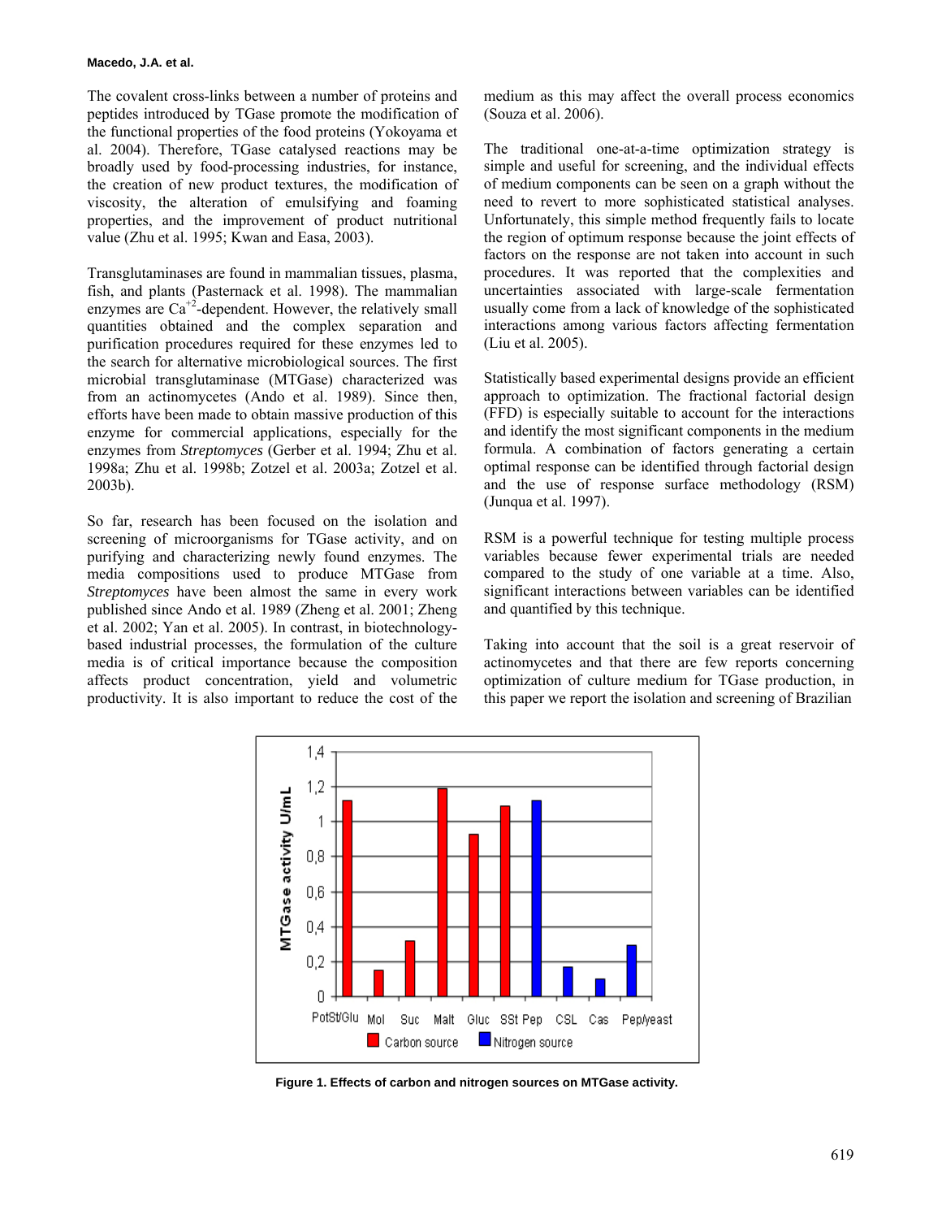The covalent cross-links between a number of proteins and peptides introduced by TGase promote the modification of the functional properties of the food proteins (Yokoyama et al. 2004). Therefore, TGase catalysed reactions may be broadly used by food-processing industries, for instance, the creation of new product textures, the modification of viscosity, the alteration of emulsifying and foaming properties, and the improvement of product nutritional value (Zhu et al. 1995; Kwan and Easa, 2003).

Transglutaminases are found in mammalian tissues, plasma, fish, and plants (Pasternack et al. 1998). The mammalian enzymes are $Ca^{+2}$-dependent. However, the relatively small quantities obtained and the complex separation and purification procedures required for these enzymes led to the search for alternative microbiological sources. The first microbial transglutaminase (MTGase) characterized was from an actinomycetes (Ando et al. 1989). Since then, efforts have been made to obtain massive production of this enzyme for commercial applications, especially for the enzymes from *Streptomyces* (Gerber et al. 1994; Zhu et al. 1998a; Zhu et al. 1998b; Zotzel et al. 2003a; Zotzel et al. 2003b).

So far, research has been focused on the isolation and screening of microorganisms for TGase activity, and on purifying and characterizing newly found enzymes. The media compositions used to produce MTGase from *Streptomyces* have been almost the same in every work published since Ando et al. 1989 (Zheng et al. 2001; Zheng et al. 2002; Yan et al. 2005). In contrast, in biotechnology-based industrial processes, the formulation of the culture media is of critical importance because the composition affects product concentration, yield and volumetric productivity. It is also important to reduce the cost of the medium as this may affect the overall process economics (Souza et al. 2006).

The traditional one-at-a-time optimization strategy is simple and useful for screening, and the individual effects of medium components can be seen on a graph without the need to revert to more sophisticated statistical analyses. Unfortunately, this simple method frequently fails to locate the region of optimum response because the joint effects of factors on the response are not taken into account in such procedures. It was reported that the complexities and uncertainties associated with large-scale fermentation usually come from a lack of knowledge of the sophisticated interactions among various factors affecting fermentation (Liu et al. 2005).

Statistically based experimental designs provide an efficient approach to optimization. The fractional factorial design (FFD) is especially suitable to account for the interactions and identify the most significant components in the medium formula. A combination of factors generating a certain optimal response can be identified through factorial design and the use of response surface methodology (RSM) (Junqua et al. 1997).

RSM is a powerful technique for testing multiple process variables because fewer experimental trials are needed compared to the study of one variable at a time. Also, significant interactions between variables can be identified and quantified by this technique.

Taking into account that the soil is a great reservoir of actinomycetes and that there are few reports concerning optimization of culture medium for TGase production, in this paper we report the isolation and screening of Brazilian

**Figure 1. Effects of carbon and nitrogen sources on MTGase activity.**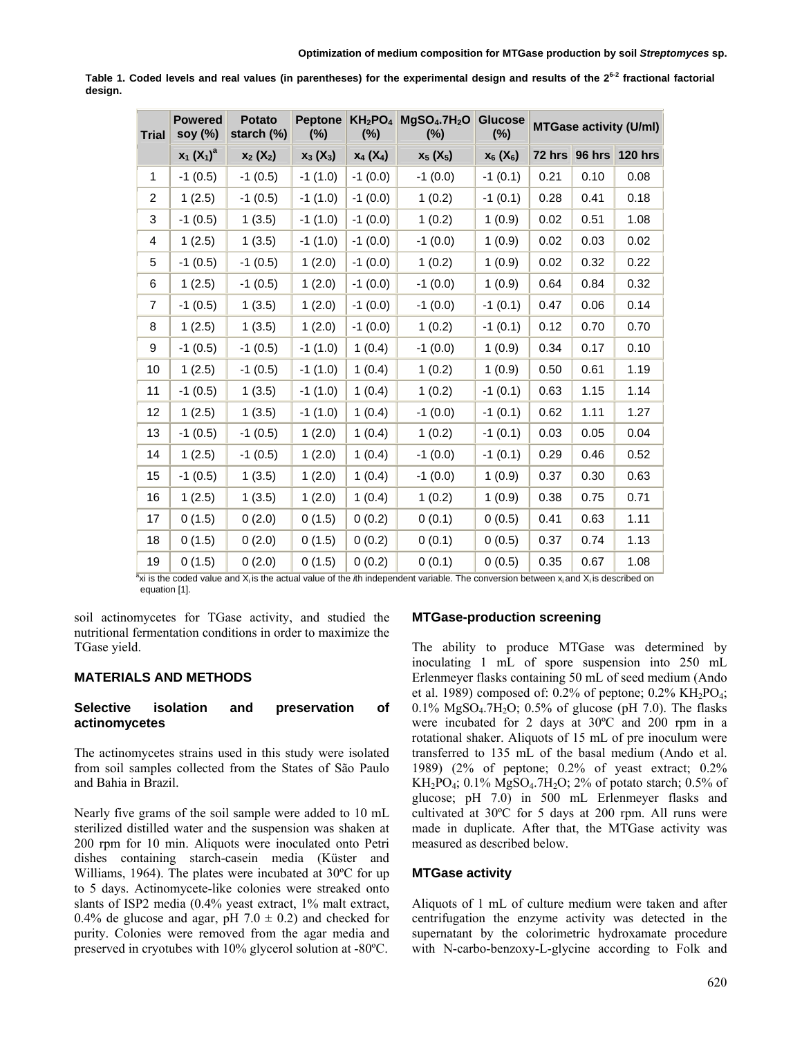**Table 1. Coded levels and real values (in parentheses) for the experimental design and results of the $2^{6-2}$ fractional factorial design.**

| Trial | Powered soy (%) | Potato starch (%) | Peptone (%) | $KH_2PO_4$ (%) | $MgSO_4.7H_2O$ (%) | Glucose (%) | MTGase activity (U/ml) | | |
|---|---|---|---|---|---|---|---|---|---|
| | $x_1$ ($X_1$)[a] | $x_2$ ($X_2$) | $x_3$ ($X_3$) | $x_4$ ($X_4$) | $x_5$ ($X_5$) | $x_6$ ($X_6$) | 72 hrs | 96 hrs | 120 hrs |
| 1 | -1 (0.5) | -1 (0.5) | -1 (1.0) | -1 (0.0) | -1 (0.0) | -1 (0.1) | 0.21 | 0.10 | 0.08 |
| 2 | 1 (2.5) | -1 (0.5) | -1 (1.0) | -1 (0.0) | 1 (0.2) | -1 (0.1) | 0.28 | 0.41 | 0.18 |
| 3 | -1 (0.5) | 1 (3.5) | -1 (1.0) | -1 (0.0) | 1 (0.2) | 1 (0.9) | 0.02 | 0.51 | 1.08 |
| 4 | 1 (2.5) | 1 (3.5) | -1 (1.0) | -1 (0.0) | -1 (0.0) | 1 (0.9) | 0.02 | 0.03 | 0.02 |
| 5 | -1 (0.5) | -1 (0.5) | 1 (2.0) | -1 (0.0) | 1 (0.2) | 1 (0.9) | 0.02 | 0.32 | 0.22 |
| 6 | 1 (2.5) | -1 (0.5) | 1 (2.0) | -1 (0.0) | -1 (0.0) | 1 (0.9) | 0.64 | 0.84 | 0.32 |
| 7 | -1 (0.5) | 1 (3.5) | 1 (2.0) | -1 (0.0) | -1 (0.0) | -1 (0.1) | 0.47 | 0.06 | 0.14 |
| 8 | 1 (2.5) | 1 (3.5) | 1 (2.0) | -1 (0.0) | 1 (0.2) | -1 (0.1) | 0.12 | 0.70 | 0.70 |
| 9 | -1 (0.5) | -1 (0.5) | -1 (1.0) | 1 (0.4) | -1 (0.0) | 1 (0.9) | 0.34 | 0.17 | 0.10 |
| 10 | 1 (2.5) | -1 (0.5) | -1 (1.0) | 1 (0.4) | 1 (0.2) | 1 (0.9) | 0.50 | 0.61 | 1.19 |
| 11 | -1 (0.5) | 1 (3.5) | -1 (1.0) | 1 (0.4) | 1 (0.2) | -1 (0.1) | 0.63 | 1.15 | 1.14 |
| 12 | 1 (2.5) | 1 (3.5) | -1 (1.0) | 1 (0.4) | -1 (0.0) | -1 (0.1) | 0.62 | 1.11 | 1.27 |
| 13 | -1 (0.5) | -1 (0.5) | 1 (2.0) | 1 (0.4) | 1 (0.2) | -1 (0.1) | 0.03 | 0.05 | 0.04 |
| 14 | 1 (2.5) | -1 (0.5) | 1 (2.0) | 1 (0.4) | -1 (0.0) | -1 (0.1) | 0.29 | 0.46 | 0.52 |
| 15 | -1 (0.5) | 1 (3.5) | 1 (2.0) | 1 (0.4) | -1 (0.0) | 1 (0.9) | 0.37 | 0.30 | 0.63 |
| 16 | 1 (2.5) | 1 (3.5) | 1 (2.0) | 1 (0.4) | 1 (0.2) | 1 (0.9) | 0.38 | 0.75 | 0.71 |
| 17 | 0 (1.5) | 0 (2.0) | 0 (1.5) | 0 (0.2) | 0 (0.1) | 0 (0.5) | 0.41 | 0.63 | 1.11 |
| 18 | 0 (1.5) | 0 (2.0) | 0 (1.5) | 0 (0.2) | 0 (0.1) | 0 (0.5) | 0.37 | 0.74 | 1.13 |
| 19 | 0 (1.5) | 0 (2.0) | 0 (1.5) | 0 (0.2) | 0 (0.1) | 0 (0.5) | 0.35 | 0.67 | 1.08 |

[a]xi is the coded value and $X_i$ is the actual value of the *i*th independent variable. The conversion between $x_i$ and $X_i$ is described on equation [1].

soil actinomycetes for TGase activity, and studied the nutritional fermentation conditions in order to maximize the TGase yield.

## MATERIALS AND METHODS

### Selective isolation and preservation of actinomycetes

The actinomycetes strains used in this study were isolated from soil samples collected from the States of São Paulo and Bahia in Brazil.

Nearly five grams of the soil sample were added to 10 mL sterilized distilled water and the suspension was shaken at 200 rpm for 10 min. Aliquots were inoculated onto Petri dishes containing starch-casein media (Küster and Williams, 1964). The plates were incubated at 30ºC for up to 5 days. Actinomycete-like colonies were streaked onto slants of ISP2 media (0.4% yeast extract, 1% malt extract, 0.4% de glucose and agar, pH 7.0 ± 0.2) and checked for purity. Colonies were removed from the agar media and preserved in cryotubes with 10% glycerol solution at -80ºC.

### MTGase-production screening

The ability to produce MTGase was determined by inoculating 1 mL of spore suspension into 250 mL Erlenmeyer flasks containing 50 mL of seed medium (Ando et al. 1989) composed of: 0.2% of peptone; 0.2% $KH_2PO_4$; 0.1% $MgSO_4.7H_2O$; 0.5% of glucose (pH 7.0). The flasks were incubated for 2 days at 30ºC and 200 rpm in a rotational shaker. Aliquots of 15 mL of pre inoculum were transferred to 135 mL of the basal medium (Ando et al. 1989) (2% of peptone; 0.2% of yeast extract; 0.2% $KH_2PO_4$; 0.1% $MgSO_4.7H_2O$; 2% of potato starch; 0.5% of glucose; pH 7.0) in 500 mL Erlenmeyer flasks and cultivated at 30ºC for 5 days at 200 rpm. All runs were made in duplicate. After that, the MTGase activity was measured as described below.

### MTGase activity

Aliquots of 1 mL of culture medium were taken and after centrifugation the enzyme activity was detected in the supernatant by the colorimetric hydroxamate procedure with N-carbo-benzoxy-L-glycine according to Folk and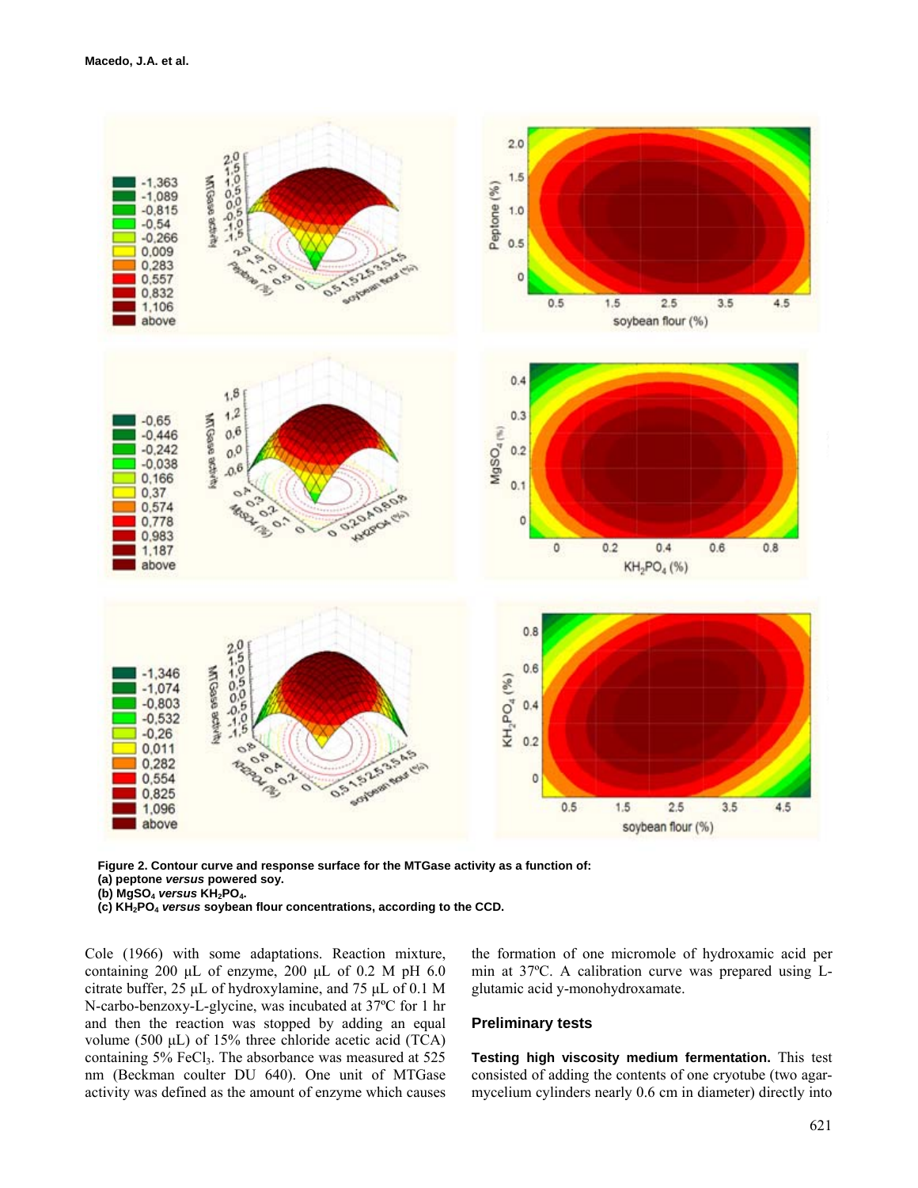**Figure 2. Contour curve and response surface for the MTGase activity as a function of:**
**(a) peptone *versus* powered soy.**
**(b) $MgSO_4$ *versus* $KH_2PO_4$.**
**(c) $KH_2PO_4$ *versus* soybean flour concentrations, according to the CCD.**

Cole (1966) with some adaptations. Reaction mixture, containing 200 µL of enzyme, 200 µL of 0.2 M pH 6.0 citrate buffer, 25 µL of hydroxylamine, and 75 µL of 0.1 M N-carbo-benzoxy-L-glycine, was incubated at 37ºC for 1 hr and then the reaction was stopped by adding an equal volume (500 µL) of 15% three chloride acetic acid (TCA) containing 5% $FeCl_3$. The absorbance was measured at 525 nm (Beckman coulter DU 640). One unit of MTGase activity was defined as the amount of enzyme which causes the formation of one micromole of hydroxamic acid per min at 37ºC. A calibration curve was prepared using L-glutamic acid y-monohydroxamate.

## Preliminary tests

**Testing high viscosity medium fermentation.** This test consisted of adding the contents of one cryotube (two agar-mycelium cylinders nearly 0.6 cm in diameter) directly into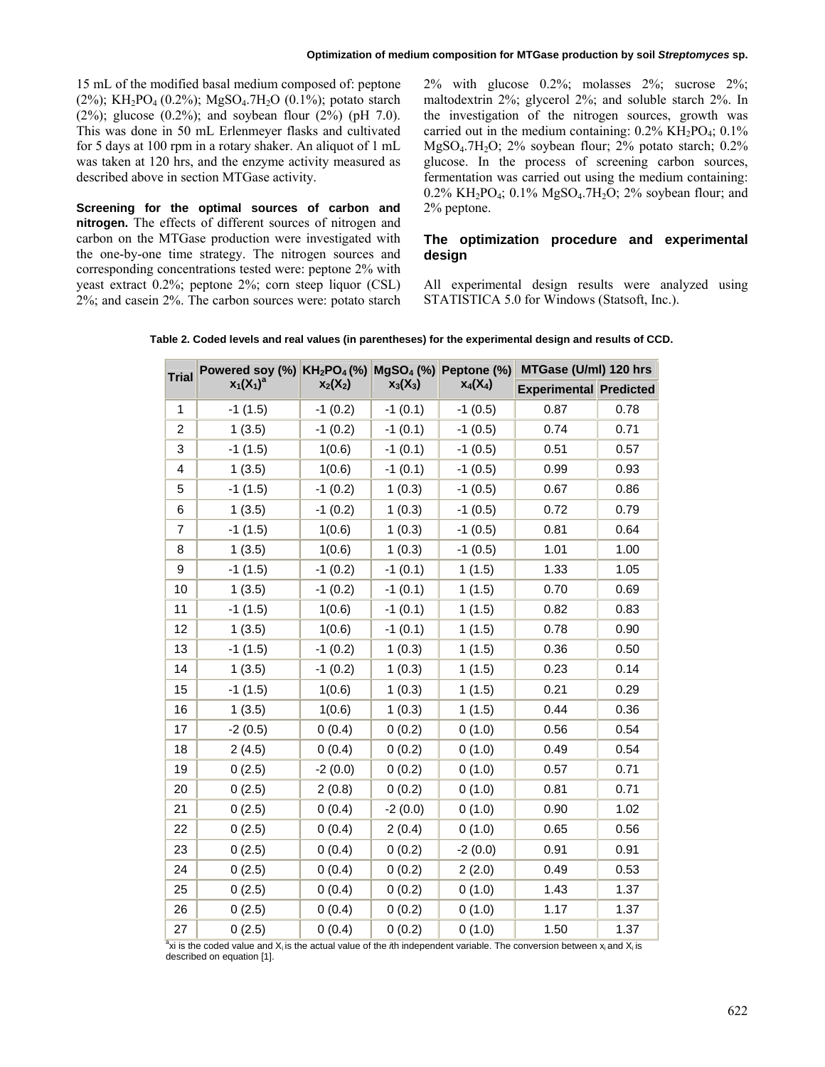15 mL of the modified basal medium composed of: peptone (2%); $KH_2PO_4$ (0.2%); $MgSO_4.7H_2O$ (0.1%); potato starch (2%); glucose (0.2%); and soybean flour (2%) (pH 7.0). This was done in 50 mL Erlenmeyer flasks and cultivated for 5 days at 100 rpm in a rotary shaker. An aliquot of 1 mL was taken at 120 hrs, and the enzyme activity measured as described above in section MTGase activity.

**Screening for the optimal sources of carbon and nitrogen.** The effects of different sources of nitrogen and carbon on the MTGase production were investigated with the one-by-one time strategy. The nitrogen sources and corresponding concentrations tested were: peptone 2% with yeast extract 0.2%; peptone 2%; corn steep liquor (CSL) 2%; and casein 2%. The carbon sources were: potato starch 2% with glucose 0.2%; molasses 2%; sucrose 2%; maltodextrin 2%; glycerol 2%; and soluble starch 2%. In the investigation of the nitrogen sources, growth was carried out in the medium containing: 0.2% $KH_2PO_4$; 0.1% $MgSO_4.7H_2O$; 2% soybean flour; 2% potato starch; 0.2% glucose. In the process of screening carbon sources, fermentation was carried out using the medium containing: 0.2% $KH_2PO_4$; 0.1% $MgSO_4.7H_2O$; 2% soybean flour; and 2% peptone.

## The optimization procedure and experimental design

All experimental design results were analyzed using STATISTICA 5.0 for Windows (Statsoft, Inc.).

**Table 2. Coded levels and real values (in parentheses) for the experimental design and results of CCD.**

| Trial | Powered soy (%) $x_1(X_1)$[a] | $KH_2PO_4$ (%) $x_2(X_2)$ | $MgSO_4$ (%) $x_3(X_3)$ | Peptone (%) $x_4(X_4)$ | MTGase (U/ml) 120 hrs | |
|---|---|---|---|---|---|---|
| | | | | | Experimental | Predicted |
| 1 | -1 (1.5) | -1 (0.2) | -1 (0.1) | -1 (0.5) | 0.87 | 0.78 |
| 2 | 1 (3.5) | -1 (0.2) | -1 (0.1) | -1 (0.5) | 0.74 | 0.71 |
| 3 | -1 (1.5) | 1(0.6) | -1 (0.1) | -1 (0.5) | 0.51 | 0.57 |
| 4 | 1 (3.5) | 1(0.6) | -1 (0.1) | -1 (0.5) | 0.99 | 0.93 |
| 5 | -1 (1.5) | -1 (0.2) | 1 (0.3) | -1 (0.5) | 0.67 | 0.86 |
| 6 | 1 (3.5) | -1 (0.2) | 1 (0.3) | -1 (0.5) | 0.72 | 0.79 |
| 7 | -1 (1.5) | 1(0.6) | 1 (0.3) | -1 (0.5) | 0.81 | 0.64 |
| 8 | 1 (3.5) | 1(0.6) | 1 (0.3) | -1 (0.5) | 1.01 | 1.00 |
| 9 | -1 (1.5) | -1 (0.2) | -1 (0.1) | 1 (1.5) | 1.33 | 1.05 |
| 10 | 1 (3.5) | -1 (0.2) | -1 (0.1) | 1 (1.5) | 0.70 | 0.69 |
| 11 | -1 (1.5) | 1(0.6) | -1 (0.1) | 1 (1.5) | 0.82 | 0.83 |
| 12 | 1 (3.5) | 1(0.6) | -1 (0.1) | 1 (1.5) | 0.78 | 0.90 |
| 13 | -1 (1.5) | -1 (0.2) | 1 (0.3) | 1 (1.5) | 0.36 | 0.50 |
| 14 | 1 (3.5) | -1 (0.2) | 1 (0.3) | 1 (1.5) | 0.23 | 0.14 |
| 15 | -1 (1.5) | 1(0.6) | 1 (0.3) | 1 (1.5) | 0.21 | 0.29 |
| 16 | 1 (3.5) | 1(0.6) | 1 (0.3) | 1 (1.5) | 0.44 | 0.36 |
| 17 | -2 (0.5) | 0 (0.4) | 0 (0.2) | 0 (1.0) | 0.56 | 0.54 |
| 18 | 2 (4.5) | 0 (0.4) | 0 (0.2) | 0 (1.0) | 0.49 | 0.54 |
| 19 | 0 (2.5) | -2 (0.0) | 0 (0.2) | 0 (1.0) | 0.57 | 0.71 |
| 20 | 0 (2.5) | 2 (0.8) | 0 (0.2) | 0 (1.0) | 0.81 | 0.71 |
| 21 | 0 (2.5) | 0 (0.4) | -2 (0.0) | 0 (1.0) | 0.90 | 1.02 |
| 22 | 0 (2.5) | 0 (0.4) | 2 (0.4) | 0 (1.0) | 0.65 | 0.56 |
| 23 | 0 (2.5) | 0 (0.4) | 0 (0.2) | -2 (0.0) | 0.91 | 0.91 |
| 24 | 0 (2.5) | 0 (0.4) | 0 (0.2) | 2 (2.0) | 0.49 | 0.53 |
| 25 | 0 (2.5) | 0 (0.4) | 0 (0.2) | 0 (1.0) | 1.43 | 1.37 |
| 26 | 0 (2.5) | 0 (0.4) | 0 (0.2) | 0 (1.0) | 1.17 | 1.37 |
| 27 | 0 (2.5) | 0 (0.4) | 0 (0.2) | 0 (1.0) | 1.50 | 1.37 |

[a] $x_i$ is the coded value and $X_i$ is the actual value of the *i*th independent variable. The conversion between $x_i$ and $X_i$ is described on equation [1].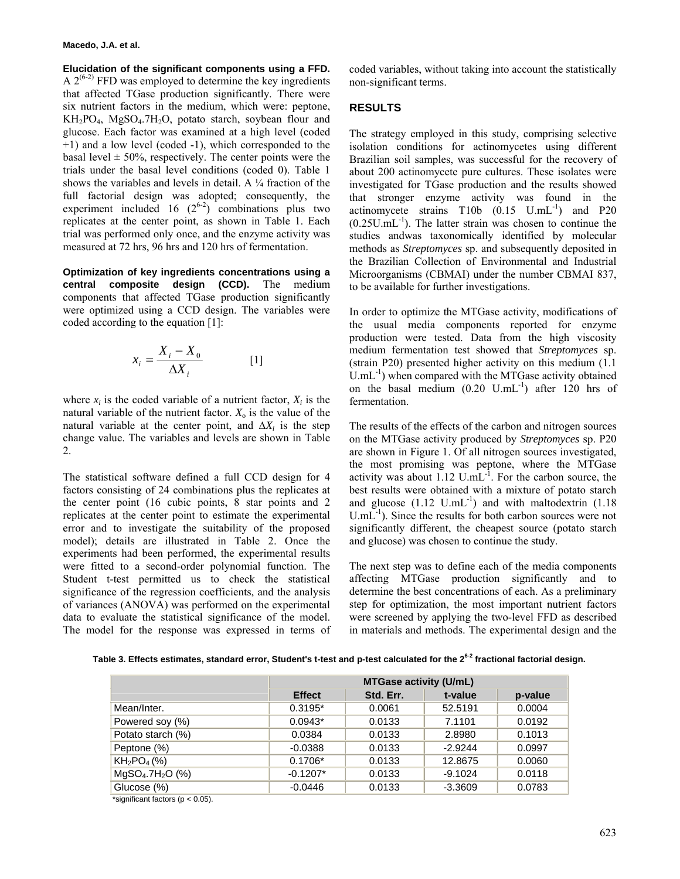**Elucidation of the significant components using a FFD.** A $2^{(6-2)}$ FFD was employed to determine the key ingredients that affected TGase production significantly. There were six nutrient factors in the medium, which were: peptone, $KH_2PO_4$, $MgSO_4.7H_2O$, potato starch, soybean flour and glucose. Each factor was examined at a high level (coded +1) and a low level (coded -1), which corresponded to the basal level ± 50%, respectively. The center points were the trials under the basal level conditions (coded 0). Table 1 shows the variables and levels in detail. A ¼ fraction of the full factorial design was adopted; consequently, the experiment included 16 ($2^{6-2}$) combinations plus two replicates at the center point, as shown in Table 1. Each trial was performed only once, and the enzyme activity was measured at 72 hrs, 96 hrs and 120 hrs of fermentation.

**Optimization of key ingredients concentrations using a central composite design (CCD).** The medium components that affected TGase production significantly were optimized using a CCD design. The variables were coded according to the equation [1]:

$$x_i = \frac{X_i - X_0}{\Delta X_i} \qquad [1]$$

where $x_i$ is the coded variable of a nutrient factor, $X_i$ is the natural variable of the nutrient factor. $X_o$ is the value of the natural variable at the center point, and $\Delta X_i$ is the step change value. The variables and levels are shown in Table 2.

The statistical software defined a full CCD design for 4 factors consisting of 24 combinations plus the replicates at the center point (16 cubic points, 8 star points and 2 replicates at the center point to estimate the experimental error and to investigate the suitability of the proposed model); details are illustrated in Table 2. Once the experiments had been performed, the experimental results were fitted to a second-order polynomial function. The Student t-test permitted us to check the statistical significance of the regression coefficients, and the analysis of variances (ANOVA) was performed on the experimental data to evaluate the statistical significance of the model. The model for the response was expressed in terms of coded variables, without taking into account the statistically non-significant terms.

## RESULTS

The strategy employed in this study, comprising selective isolation conditions for actinomycetes using different Brazilian soil samples, was successful for the recovery of about 200 actinomycete pure cultures. These isolates were investigated for TGase production and the results showed that stronger enzyme activity was found in the actinomycete strains T10b (0.15 $U.mL^{-1}$) and P20 (0.25$U.mL^{-1}$). The latter strain was chosen to continue the studies andwas taxonomically identified by molecular methods as *Streptomyces* sp. and subsequently deposited in the Brazilian Collection of Environmental and Industrial Microorganisms (CBMAI) under the number CBMAI 837, to be available for further investigations.

In order to optimize the MTGase activity, modifications of the usual media components reported for enzyme production were tested. Data from the high viscosity medium fermentation test showed that *Streptomyces* sp. (strain P20) presented higher activity on this medium (1.1 $U.mL^{-1}$) when compared with the MTGase activity obtained on the basal medium (0.20 $U.mL^{-1}$) after 120 hrs of fermentation.

The results of the effects of the carbon and nitrogen sources on the MTGase activity produced by *Streptomyces* sp. P20 are shown in Figure 1. Of all nitrogen sources investigated, the most promising was peptone, where the MTGase activity was about 1.12 $U.mL^{-1}$. For the carbon source, the best results were obtained with a mixture of potato starch and glucose (1.12 $U.mL^{-1}$) and with maltodextrin (1.18 $U.mL^{-1}$). Since the results for both carbon sources were not significantly different, the cheapest source (potato starch and glucose) was chosen to continue the study.

The next step was to define each of the media components affecting MTGase production significantly and to determine the best concentrations of each. As a preliminary step for optimization, the most important nutrient factors were screened by applying the two-level FFD as described in materials and methods. The experimental design and the

**Table 3. Effects estimates, standard error, Student's t-test and p-test calculated for the $2^{6-2}$ fractional factorial design.**

| | MTGase activity (U/mL) | | | |
|---|---|---|---|---|
| | Effect | Std. Err. | t-value | p-value |
| Mean/Inter. | 0.3195* | 0.0061 | 52.5191 | 0.0004 |
| Powered soy (%) | 0.0943* | 0.0133 | 7.1101 | 0.0192 |
| Potato starch (%) | 0.0384 | 0.0133 | 2.8980 | 0.1013 |
| Peptone (%) | -0.0388 | 0.0133 | -2.9244 | 0.0997 |
| $KH_2PO_4$ (%) | 0.1706* | 0.0133 | 12.8675 | 0.0060 |
| $MgSO_4.7H_2O$ (%) | -0.1207* | 0.0133 | -9.1024 | 0.0118 |
| Glucose (%) | -0.0446 | 0.0133 | -3.3609 | 0.0783 |

*significant factors ($p < 0.05$).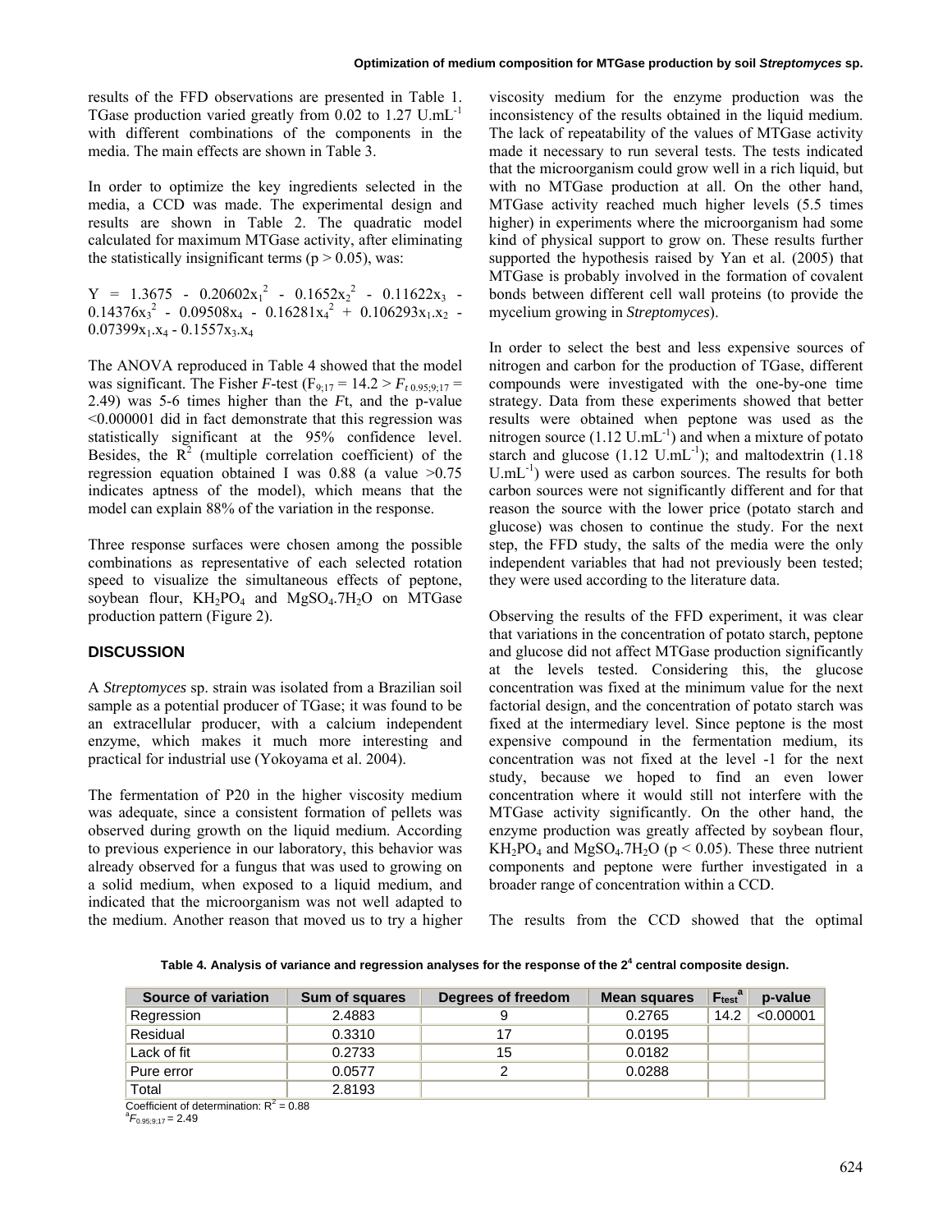results of the FFD observations are presented in Table 1. TGase production varied greatly from 0.02 to 1.27 $U.mL^{-1}$ with different combinations of the components in the media. The main effects are shown in Table 3.

In order to optimize the key ingredients selected in the media, a CCD was made. The experimental design and results are shown in Table 2. The quadratic model calculated for maximum MTGase activity, after eliminating the statistically insignificant terms ($p > 0.05$), was:

$$Y = 1.3675 - 0.20602x_1^2 - 0.1652x_2^2 - 0.11622x_3 - 0.14376x_3^2 - 0.09508x_4 - 0.16281x_4^2 + 0.106293x_1.x_2 - 0.07399x_1.x_4 - 0.1557x_3.x_4$$

The ANOVA reproduced in Table 4 showed that the model was significant. The Fisher *F*-test ($F_{9;17} = 14.2 > F_{t\ 0.95;9;17} = 2.49$) was 5-6 times higher than the *F*t, and the p-value <0.000001 did in fact demonstrate that this regression was statistically significant at the 95% confidence level. Besides, the $R^2$ (multiple correlation coefficient) of the regression equation obtained I was 0.88 (a value >0.75 indicates aptness of the model), which means that the model can explain 88% of the variation in the response.

Three response surfaces were chosen among the possible combinations as representative of each selected rotation speed to visualize the simultaneous effects of peptone, soybean flour, $KH_2PO_4$ and $MgSO_4.7H_2O$ on MTGase production pattern (Figure 2).

## DISCUSSION

A *Streptomyces* sp. strain was isolated from a Brazilian soil sample as a potential producer of TGase; it was found to be an extracellular producer, with a calcium independent enzyme, which makes it much more interesting and practical for industrial use (Yokoyama et al. 2004).

The fermentation of P20 in the higher viscosity medium was adequate, since a consistent formation of pellets was observed during growth on the liquid medium. According to previous experience in our laboratory, this behavior was already observed for a fungus that was used to growing on a solid medium, when exposed to a liquid medium, and indicated that the microorganism was not well adapted to the medium. Another reason that moved us to try a higher viscosity medium for the enzyme production was the inconsistency of the results obtained in the liquid medium. The lack of repeatability of the values of MTGase activity made it necessary to run several tests. The tests indicated that the microorganism could grow well in a rich liquid, but with no MTGase production at all. On the other hand, MTGase activity reached much higher levels (5.5 times higher) in experiments where the microorganism had some kind of physical support to grow on. These results further supported the hypothesis raised by Yan et al. (2005) that MTGase is probably involved in the formation of covalent bonds between different cell wall proteins (to provide the mycelium growing in *Streptomyces*).

In order to select the best and less expensive sources of nitrogen and carbon for the production of TGase, different compounds were investigated with the one-by-one time strategy. Data from these experiments showed that better results were obtained when peptone was used as the nitrogen source (1.12 $U.mL^{-1}$) and when a mixture of potato starch and glucose (1.12 $U.mL^{-1}$); and maltodextrin (1.18 $U.mL^{-1}$) were used as carbon sources. The results for both carbon sources were not significantly different and for that reason the source with the lower price (potato starch and glucose) was chosen to continue the study. For the next step, the FFD study, the salts of the media were the only independent variables that had not previously been tested; they were used according to the literature data.

Observing the results of the FFD experiment, it was clear that variations in the concentration of potato starch, peptone and glucose did not affect MTGase production significantly at the levels tested. Considering this, the glucose concentration was fixed at the minimum value for the next factorial design, and the concentration of potato starch was fixed at the intermediary level. Since peptone is the most expensive compound in the fermentation medium, its concentration was not fixed at the level -1 for the next study, because we hoped to find an even lower concentration where it would still not interfere with the MTGase activity significantly. On the other hand, the enzyme production was greatly affected by soybean flour, $KH_2PO_4$ and $MgSO_4.7H_2O$ ($p < 0.05$). These three nutrient components and peptone were further investigated in a broader range of concentration within a CCD.

The results from the CCD showed that the optimal

**Table 4. Analysis of variance and regression analyses for the response of the $2^4$ central composite design.**

| Source of variation | Sum of squares | Degrees of freedom | Mean squares | $F_{test}$[a] | p-value |
|---|---|---|---|---|---|
| Regression | 2.4883 | 9 | 0.2765 | 14.2 | <0.00001 |
| Residual | 0.3310 | 17 | 0.0195 | | |
| Lack of fit | 0.2733 | 15 | 0.0182 | | |
| Pure error | 0.0577 | 2 | 0.0288 | | |
| Total | 2.8193 | | | | |

Coefficient of determination: $R^2 = 0.88$

[a]$F_{0.95;9;17} = 2.49$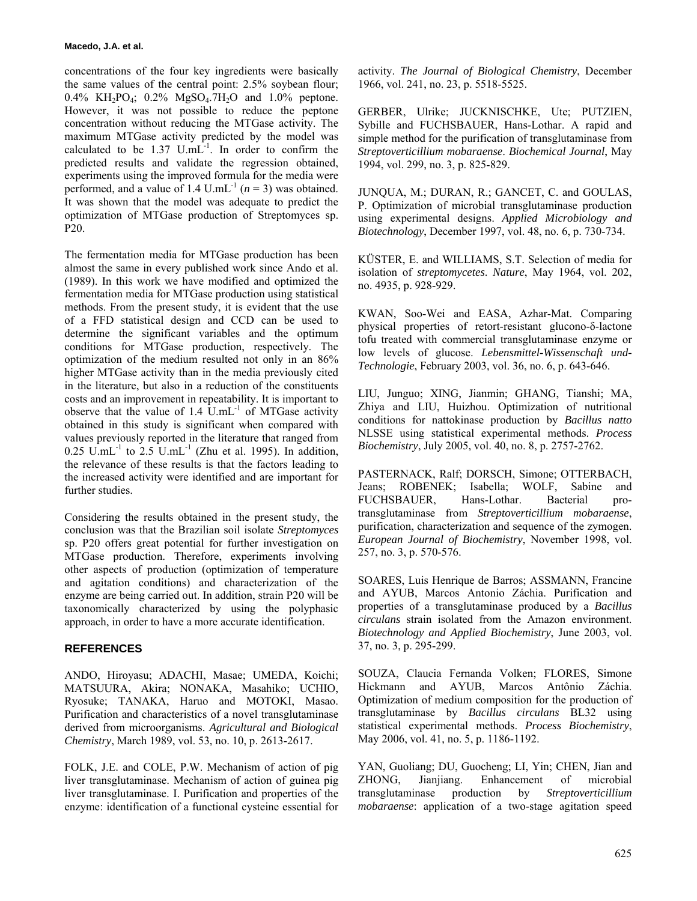concentrations of the four key ingredients were basically the same values of the central point: 2.5% soybean flour; 0.4% $KH_2PO_4$; 0.2% $MgSO_4.7H_2O$ and 1.0% peptone. However, it was not possible to reduce the peptone concentration without reducing the MTGase activity. The maximum MTGase activity predicted by the model was calculated to be 1.37 $U.mL^{-1}$. In order to confirm the predicted results and validate the regression obtained, experiments using the improved formula for the media were performed, and a value of 1.4 $U.mL^{-1}$ ($n = 3$) was obtained. It was shown that the model was adequate to predict the optimization of MTGase production of Streptomyces sp. P20.

The fermentation media for MTGase production has been almost the same in every published work since Ando et al. (1989). In this work we have modified and optimized the fermentation media for MTGase production using statistical methods. From the present study, it is evident that the use of a FFD statistical design and CCD can be used to determine the significant variables and the optimum conditions for MTGase production, respectively. The optimization of the medium resulted not only in an 86% higher MTGase activity than in the media previously cited in the literature, but also in a reduction of the constituents costs and an improvement in repeatability. It is important to observe that the value of 1.4 $U.mL^{-1}$ of MTGase activity obtained in this study is significant when compared with values previously reported in the literature that ranged from 0.25 $U.mL^{-1}$ to 2.5 $U.mL^{-1}$ (Zhu et al. 1995). In addition, the relevance of these results is that the factors leading to the increased activity were identified and are important for further studies.

Considering the results obtained in the present study, the conclusion was that the Brazilian soil isolate *Streptomyces* sp. P20 offers great potential for further investigation on MTGase production. Therefore, experiments involving other aspects of production (optimization of temperature and agitation conditions) and characterization of the enzyme are being carried out. In addition, strain P20 will be taxonomically characterized by using the polyphasic approach, in order to have a more accurate identification.

## REFERENCES

ANDO, Hiroyasu; ADACHI, Masae; UMEDA, Koichi; MATSUURA, Akira; NONAKA, Masahiko; UCHIO, Ryosuke; TANAKA, Haruo and MOTOKI, Masao. Purification and characteristics of a novel transglutaminase derived from microorganisms. *Agricultural and Biological Chemistry*, March 1989, vol. 53, no. 10, p. 2613-2617.

FOLK, J.E. and COLE, P.W. Mechanism of action of pig liver transglutaminase. Mechanism of action of guinea pig liver transglutaminase. I. Purification and properties of the enzyme: identification of a functional cysteine essential for activity. *The Journal of Biological Chemistry*, December 1966, vol. 241, no. 23, p. 5518-5525.

GERBER, Ulrike; JUCKNISCHKE, Ute; PUTZIEN, Sybille and FUCHSBAUER, Hans-Lothar. A rapid and simple method for the purification of transglutaminase from *Streptoverticillium mobaraense*. *Biochemical Journal*, May 1994, vol. 299, no. 3, p. 825-829.

JUNQUA, M.; DURAN, R.; GANCET, C. and GOULAS, P. Optimization of microbial transglutaminase production using experimental designs. *Applied Microbiology and Biotechnology*, December 1997, vol. 48, no. 6, p. 730-734.

KÜSTER, E. and WILLIAMS, S.T. Selection of media for isolation of *streptomycetes*. *Nature*, May 1964, vol. 202, no. 4935, p. 928-929.

KWAN, Soo-Wei and EASA, Azhar-Mat. Comparing physical properties of retort-resistant glucono-δ-lactone tofu treated with commercial transglutaminase enzyme or low levels of glucose. *Lebensmittel-Wissenschaft und-Technologie*, February 2003, vol. 36, no. 6, p. 643-646.

LIU, Junguo; XING, Jianmin; GHANG, Tianshi; MA, Zhiya and LIU, Huizhou. Optimization of nutritional conditions for nattokinase production by *Bacillus natto* NLSSE using statistical experimental methods. *Process Biochemistry*, July 2005, vol. 40, no. 8, p. 2757-2762.

PASTERNACK, Ralf; DORSCH, Simone; OTTERBACH, Jeans; ROBENEK; Isabella; WOLF, Sabine and FUCHSBAUER, Hans-Lothar. Bacterial pro-transglutaminase from *Streptoverticillium mobaraense*, purification, characterization and sequence of the zymogen. *European Journal of Biochemistry*, November 1998, vol. 257, no. 3, p. 570-576.

SOARES, Luis Henrique de Barros; ASSMANN, Francine and AYUB, Marcos Antonio Záchia. Purification and properties of a transglutaminase produced by a *Bacillus circulans* strain isolated from the Amazon environment. *Biotechnology and Applied Biochemistry*, June 2003, vol. 37, no. 3, p. 295-299.

SOUZA, Claucia Fernanda Volken; FLORES, Simone Hickmann and AYUB, Marcos Antônio Záchia. Optimization of medium composition for the production of transglutaminase by *Bacillus circulans* BL32 using statistical experimental methods. *Process Biochemistry*, May 2006, vol. 41, no. 5, p. 1186-1192.

YAN, Guoliang; DU, Guocheng; LI, Yin; CHEN, Jian and ZHONG, Jianjiang. Enhancement of microbial transglutaminase production by *Streptoverticillium mobaraense*: application of a two-stage agitation speed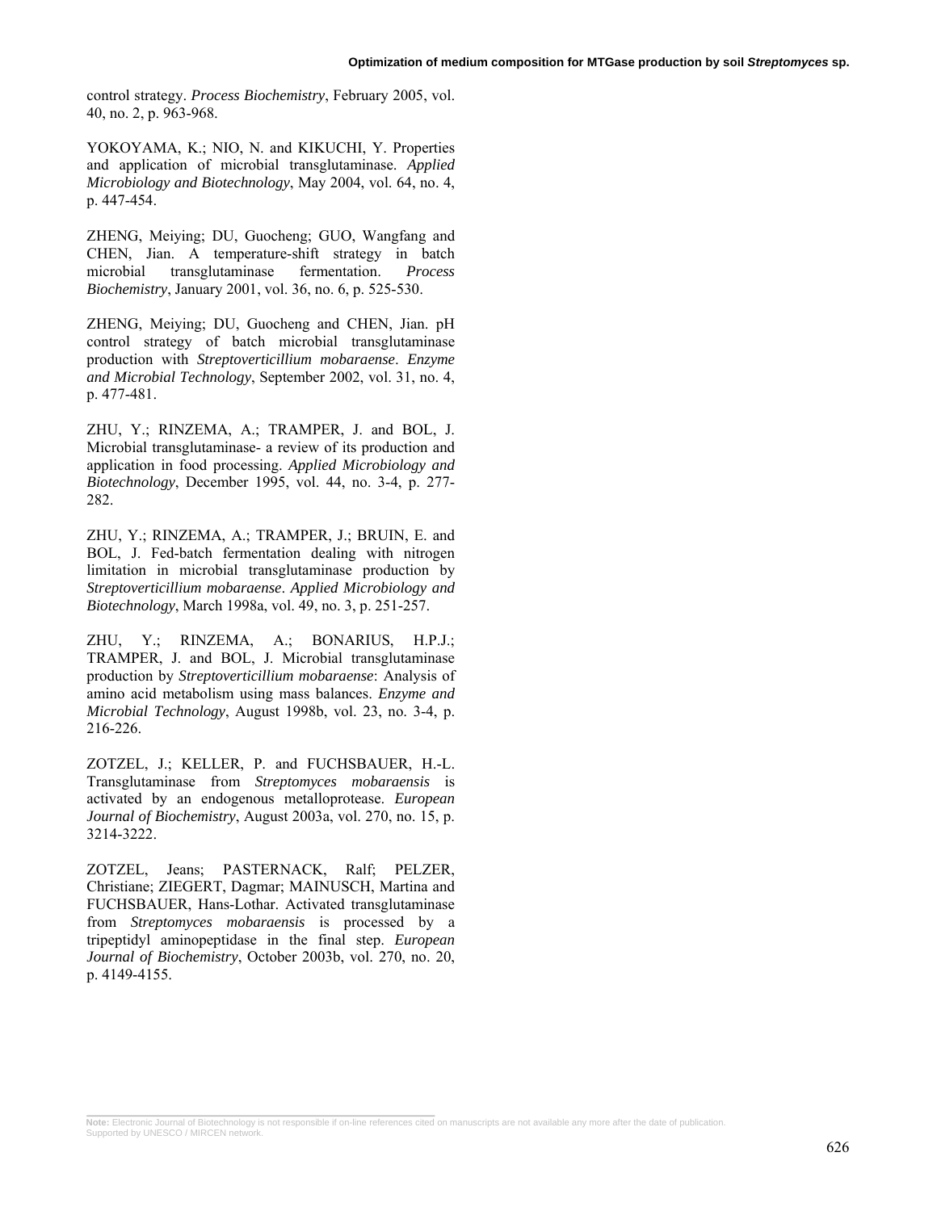control strategy. *Process Biochemistry*, February 2005, vol. 40, no. 2, p. 963-968.

YOKOYAMA, K.; NIO, N. and KIKUCHI, Y. Properties and application of microbial transglutaminase. *Applied Microbiology and Biotechnology*, May 2004, vol. 64, no. 4, p. 447-454.

ZHENG, Meiying; DU, Guocheng; GUO, Wangfang and CHEN, Jian. A temperature-shift strategy in batch microbial transglutaminase fermentation. *Process Biochemistry*, January 2001, vol. 36, no. 6, p. 525-530.

ZHENG, Meiying; DU, Guocheng and CHEN, Jian. pH control strategy of batch microbial transglutaminase production with *Streptoverticillium mobaraense*. *Enzyme and Microbial Technology*, September 2002, vol. 31, no. 4, p. 477-481.

ZHU, Y.; RINZEMA, A.; TRAMPER, J. and BOL, J. Microbial transglutaminase- a review of its production and application in food processing. *Applied Microbiology and Biotechnology*, December 1995, vol. 44, no. 3-4, p. 277-282.

ZHU, Y.; RINZEMA, A.; TRAMPER, J.; BRUIN, E. and BOL, J. Fed-batch fermentation dealing with nitrogen limitation in microbial transglutaminase production by *Streptoverticillium mobaraense*. *Applied Microbiology and Biotechnology*, March 1998a, vol. 49, no. 3, p. 251-257.

ZHU, Y.; RINZEMA, A.; BONARIUS, H.P.J.; TRAMPER, J. and BOL, J. Microbial transglutaminase production by *Streptoverticillium mobaraense*: Analysis of amino acid metabolism using mass balances. *Enzyme and Microbial Technology*, August 1998b, vol. 23, no. 3-4, p. 216-226.

ZOTZEL, J.; KELLER, P. and FUCHSBAUER, H.-L. Transglutaminase from *Streptomyces mobaraensis* is activated by an endogenous metalloprotease. *European Journal of Biochemistry*, August 2003a, vol. 270, no. 15, p. 3214-3222.

ZOTZEL, Jeans; PASTERNACK, Ralf; PELZER, Christiane; ZIEGERT, Dagmar; MAINUSCH, Martina and FUCHSBAUER, Hans-Lothar. Activated transglutaminase from *Streptomyces mobaraensis* is processed by a tripeptidyl aminopeptidase in the final step. *European Journal of Biochemistry*, October 2003b, vol. 270, no. 20, p. 4149-4155.

**Note:** Electronic Journal of Biotechnology is not responsible if on-line references cited on manuscripts are not available any more after the date of publication.
Supported by UNESCO / MIRCEN network.